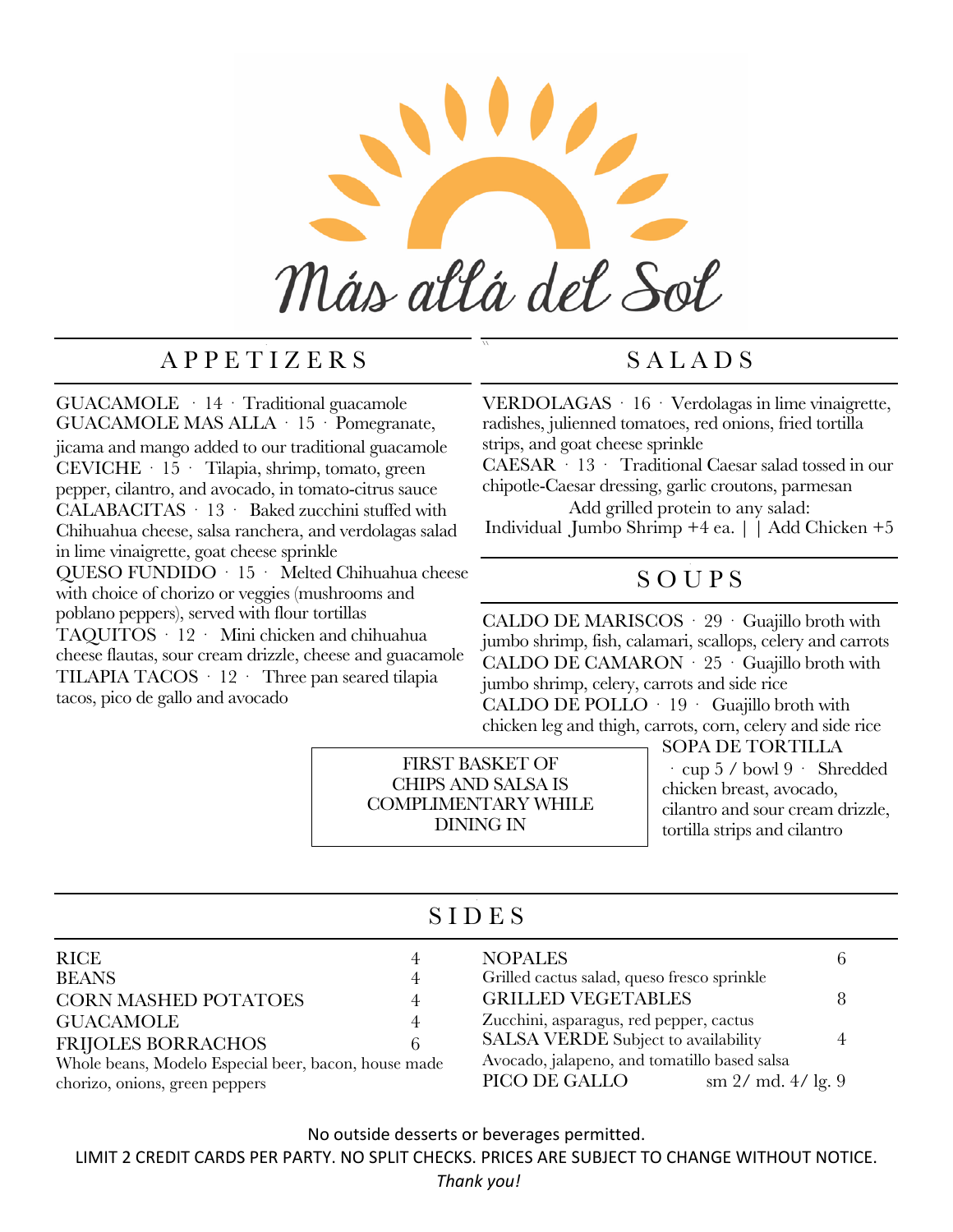# Más allá del Sol

## APPETIZERS

GUACAMOLE · 14 · Traditional guacamole

GUACAMOLE MAS ALLA · 15 · Pomegranate, jicama and mango added to our traditional guacamole

CEVICHE · 15 · Tilapia, shrimp, tomato, green pepper, cilantro, and avocado, in tomato-citrus sauce

CALABACITAS · 13 · Baked zucchini stuffed with Chihuahua cheese, salsa ranchera, and verdolagas salad in lime vinaigrette, goat cheese sprinkle

QUESO FUNDIDO · 15 · Melted Chihuahua cheese with choice of chorizo or veggies (mushrooms and poblano peppers), served with flour tortillas

TAQUITOS · 12 · Mini chicken and chihuahua cheese flautas, sour cream drizzle, cheese and guacamole

TILAPIA TACOS · 12 · Three pan seared tilapia tacos, pico de gallo and avocado

## SALADS

VERDOLAGAS · 16 · Verdolagas in lime vinaigrette, radishes, julienned tomatoes, red onions, fried tortilla strips, and goat cheese sprinkle

CAESAR · 13 · Traditional Caesar salad tossed in our chipotle-Caesar dressing, garlic croutons, parmesan

Add grilled protein to any salad:
Individual Jumbo Shrimp +4 ea. | | Add Chicken +5

## SOUPS

CALDO DE MARISCOS · 29 · Guajillo broth with jumbo shrimp, fish, calamari, scallops, celery and carrots

CALDO DE CAMARON · 25 · Guajillo broth with jumbo shrimp, celery, carrots and side rice

CALDO DE POLLO · 19 · Guajillo broth with chicken leg and thigh, carrots, corn, celery and side rice

SOPA DE TORTILLA · cup 5 / bowl 9 · Shredded chicken breast, avocado, cilantro and sour cream drizzle, tortilla strips and cilantro

FIRST BASKET OF CHIPS AND SALSA IS COMPLIMENTARY WHILE DINING IN

## SIDES

| Item | Price |
|---|---|
| RICE | 4 |
| BEANS | 4 |
| CORN MASHED POTATOES | 4 |
| GUACAMOLE | 4 |
| FRIJOLES BORRACHOS<br>Whole beans, Modelo Especial beer, bacon, house made chorizo, onions, green peppers | 6 |
| NOPALES<br>Grilled cactus salad, queso fresco sprinkle | 6 |
| GRILLED VEGETABLES<br>Zucchini, asparagus, red pepper, cactus | 8 |
| SALSA VERDE Subject to availability<br>Avocado, jalapeno, and tomatillo based salsa | 4 |
| PICO DE GALLO | sm 2/ md. 4/ lg. 9 |

No outside desserts or beverages permitted.

LIMIT 2 CREDIT CARDS PER PARTY. NO SPLIT CHECKS. PRICES ARE SUBJECT TO CHANGE WITHOUT NOTICE.

*Thank you!*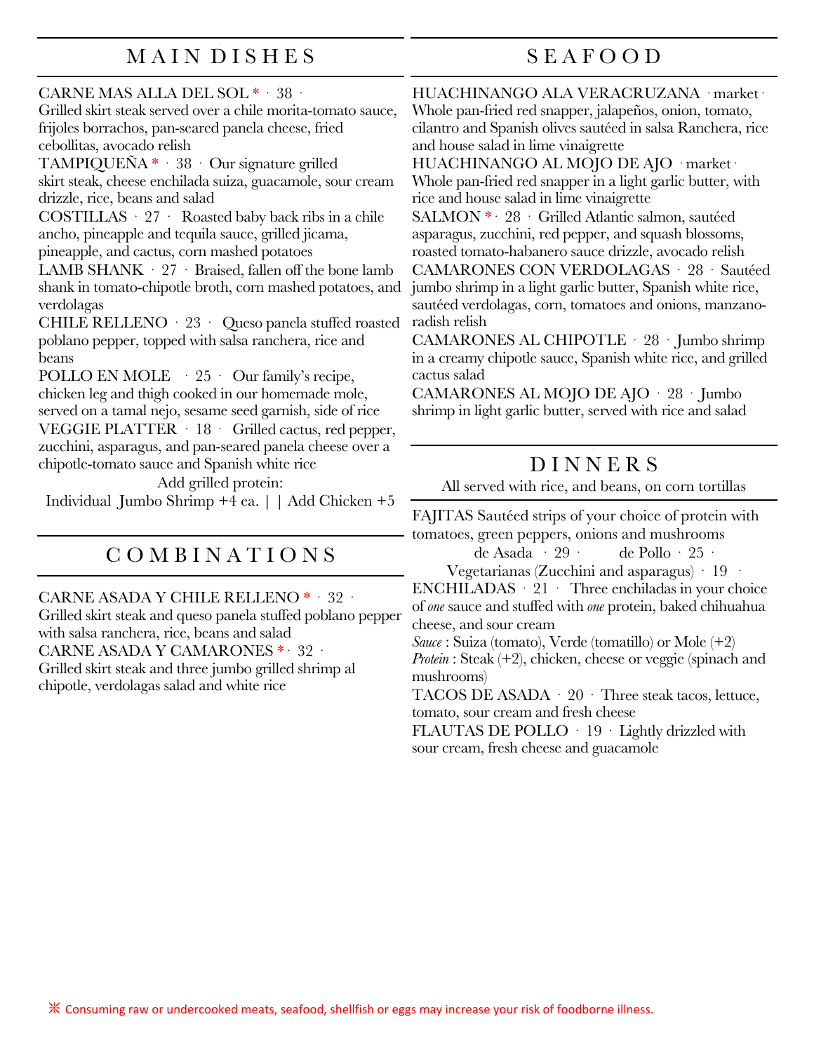## MAIN DISHES

CARNE MAS ALLA DEL SOL * · 38 · Grilled skirt steak served over a chile morita-tomato sauce, frijoles borrachos, pan-seared panela cheese, fried cebollitas, avocado relish

TAMPIQUEÑA * · 38 · Our signature grilled skirt steak, cheese enchilada suiza, guacamole, sour cream drizzle, rice, beans and salad

COSTILLAS · 27 · Roasted baby back ribs in a chile ancho, pineapple and tequila sauce, grilled jicama, pineapple, and cactus, corn mashed potatoes

LAMB SHANK · 27 · Braised, fallen off the bone lamb shank in tomato-chipotle broth, corn mashed potatoes, and verdolagas

CHILE RELLENO · 23 · Queso panela stuffed roasted poblano pepper, topped with salsa ranchera, rice and beans

POLLO EN MOLE · 25 · Our family's recipe, chicken leg and thigh cooked in our homemade mole, served on a tamal nejo, sesame seed garnish, side of rice

VEGGIE PLATTER · 18 · Grilled cactus, red pepper, zucchini, asparagus, and pan-seared panela cheese over a chipotle-tomato sauce and Spanish white rice

Add grilled protein:
Individual Jumbo Shrimp +4 ea. | | Add Chicken +5

## COMBINATIONS

CARNE ASADA Y CHILE RELLENO * · 32 · Grilled skirt steak and queso panela stuffed poblano pepper with salsa ranchera, rice, beans and salad

CARNE ASADA Y CAMARONES * · 32 · Grilled skirt steak and three jumbo grilled shrimp al chipotle, verdolagas salad and white rice

## SEAFOOD

HUACHINANGO ALA VERACRUZANA · market · Whole pan-fried red snapper, jalapeños, onion, tomato, cilantro and Spanish olives sautéed in salsa Ranchera, rice and house salad in lime vinaigrette

HUACHINANGO AL MOJO DE AJO · market · Whole pan-fried red snapper in a light garlic butter, with rice and house salad in lime vinaigrette

SALMON * · 28 · Grilled Atlantic salmon, sautéed asparagus, zucchini, red pepper, and squash blossoms, roasted tomato-habanero sauce drizzle, avocado relish

CAMARONES CON VERDOLAGAS · 28 · Sautéed jumbo shrimp in a light garlic butter, Spanish white rice, sautéed verdolagas, corn, tomatoes and onions, manzano-radish relish

CAMARONES AL CHIPOTLE · 28 · Jumbo shrimp in a creamy chipotle sauce, Spanish white rice, and grilled cactus salad

CAMARONES AL MOJO DE AJO · 28 · Jumbo shrimp in light garlic butter, served with rice and salad

## DINNERS

All served with rice, and beans, on corn tortillas

FAJITAS Sautéed strips of your choice of protein with tomatoes, green peppers, onions and mushrooms
de Asada · 29 · de Pollo · 25 ·
Vegetarianas (Zucchini and asparagus) · 19 ·

ENCHILADAS · 21 · Three enchiladas in your choice of *one* sauce and stuffed with *one* protein, baked chihuahua cheese, and sour cream
*Sauce* : Suiza (tomato), Verde (tomatillo) or Mole (+2)
*Protein* : Steak (+2), chicken, cheese or veggie (spinach and mushrooms)

TACOS DE ASADA · 20 · Three steak tacos, lettuce, tomato, sour cream and fresh cheese

FLAUTAS DE POLLO · 19 · Lightly drizzled with sour cream, fresh cheese and guacamole

※ Consuming raw or undercooked meats, seafood, shellfish or eggs may increase your risk of foodborne illness.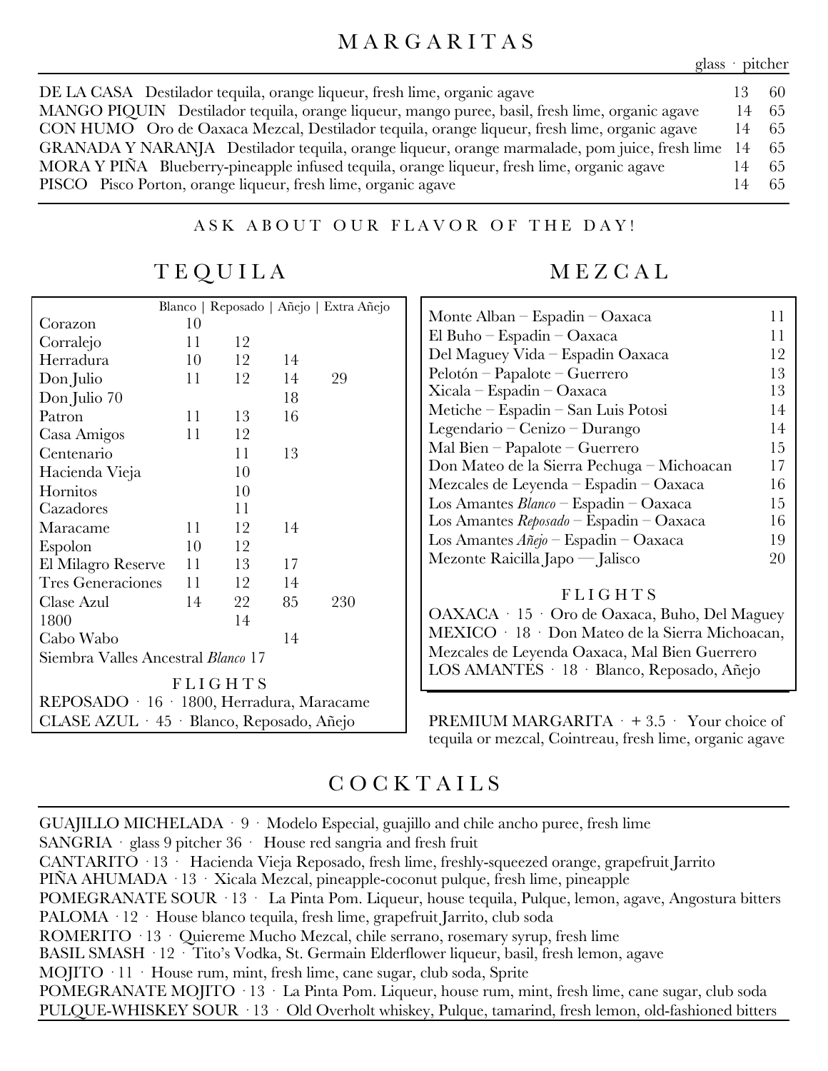# MARGARITAS

| | glass | pitcher |
|---|---|---|
| DE LA CASA  Destilador tequila, orange liqueur, fresh lime, organic agave | 13 | 60 |
| MANGO PIQUIN  Destilador tequila, orange liqueur, mango puree, basil, fresh lime, organic agave | 14 | 65 |
| CON HUMO  Oro de Oaxaca Mezcal, Destilador tequila, orange liqueur, fresh lime, organic agave | 14 | 65 |
| GRANADA Y NARANJA  Destilador tequila, orange liqueur, orange marmalade, pom juice, fresh lime | 14 | 65 |
| MORA Y PIÑA  Blueberry-pineapple infused tequila, orange liqueur, fresh lime, organic agave | 14 | 65 |
| PISCO  Pisco Porton, orange liqueur, fresh lime, organic agave | 14 | 65 |

ASK ABOUT OUR FLAVOR OF THE DAY!

# TEQUILA

| | Blanco | Reposado | Añejo | Extra Añejo |
|---|---|---|---|---|
| Corazon | 10 | | | |
| Corralejo | 11 | 12 | | |
| Herradura | 10 | 12 | 14 | |
| Don Julio | 11 | 12 | 14 | 29 |
| Don Julio 70 | | | 18 | |
| Patron | 11 | 13 | 16 | |
| Casa Amigos | 11 | 12 | | |
| Centenario | | 11 | 13 | |
| Hacienda Vieja | | 10 | | |
| Hornitos | | 10 | | |
| Cazadores | | 11 | | |
| Maracame | 11 | 12 | 14 | |
| Espolon | 10 | 12 | | |
| El Milagro Reserve | 11 | 13 | 17 | |
| Tres Generaciones | 11 | 12 | 14 | |
| Clase Azul | 14 | 22 | 85 | 230 |
| 1800 | | 14 | | |
| Cabo Wabo | | | 14 | |

Siembra Valles Ancestral *Blanco* 17

### FLIGHTS

REPOSADO · 16 · 1800, Herradura, Maracame

CLASE AZUL · 45 · Blanco, Reposado, Añejo

# MEZCAL

| | |
|---|---|
| Monte Alban – Espadin – Oaxaca | 11 |
| El Buho – Espadin – Oaxaca | 11 |
| Del Maguey Vida – Espadin Oaxaca | 12 |
| Pelotón – Papalote – Guerrero | 13 |
| Xicala – Espadin – Oaxaca | 13 |
| Metiche – Espadin – San Luis Potosi | 14 |
| Legendario – Cenizo – Durango | 14 |
| Mal Bien – Papalote – Guerrero | 15 |
| Don Mateo de la Sierra Pechuga – Michoacan | 17 |
| Mezcales de Leyenda – Espadin – Oaxaca | 16 |
| Los Amantes *Blanco* – Espadin – Oaxaca | 15 |
| Los Amantes *Reposado* – Espadin – Oaxaca | 16 |
| Los Amantes *Añejo* – Espadin – Oaxaca | 19 |
| Mezonte Raicilla Japo — Jalisco | 20 |

### FLIGHTS

OAXACA · 15 · Oro de Oaxaca, Buho, Del Maguey

MEXICO · 18 · Don Mateo de la Sierra Michoacan, Mezcales de Leyenda Oaxaca, Mal Bien Guerrero

LOS AMANTES · 18 · Blanco, Reposado, Añejo

PREMIUM MARGARITA · + 3.5 · Your choice of tequila or mezcal, Cointreau, fresh lime, organic agave

# COCKTAILS

GUAJILLO MICHELADA · 9 · Modelo Especial, guajillo and chile ancho puree, fresh lime

SANGRIA · glass 9 pitcher 36 · House red sangria and fresh fruit

CANTARITO · 13 · Hacienda Vieja Reposado, fresh lime, freshly-squeezed orange, grapefruit Jarrito

PIÑA AHUMADA · 13 · Xicala Mezcal, pineapple-coconut pulque, fresh lime, pineapple

POMEGRANATE SOUR · 13 · La Pinta Pom. Liqueur, house tequila, Pulque, lemon, agave, Angostura bitters

PALOMA · 12 · House blanco tequila, fresh lime, grapefruit Jarrito, club soda

ROMERITO · 13 · Quiereme Mucho Mezcal, chile serrano, rosemary syrup, fresh lime

BASIL SMASH · 12 · Tito's Vodka, St. Germain Elderflower liqueur, basil, fresh lemon, agave

MOJITO · 11 · House rum, mint, fresh lime, cane sugar, club soda, Sprite

POMEGRANATE MOJITO · 13 · La Pinta Pom. Liqueur, house rum, mint, fresh lime, cane sugar, club soda

PULQUE-WHISKEY SOUR · 13 · Old Overholt whiskey, Pulque, tamarind, fresh lemon, old-fashioned bitters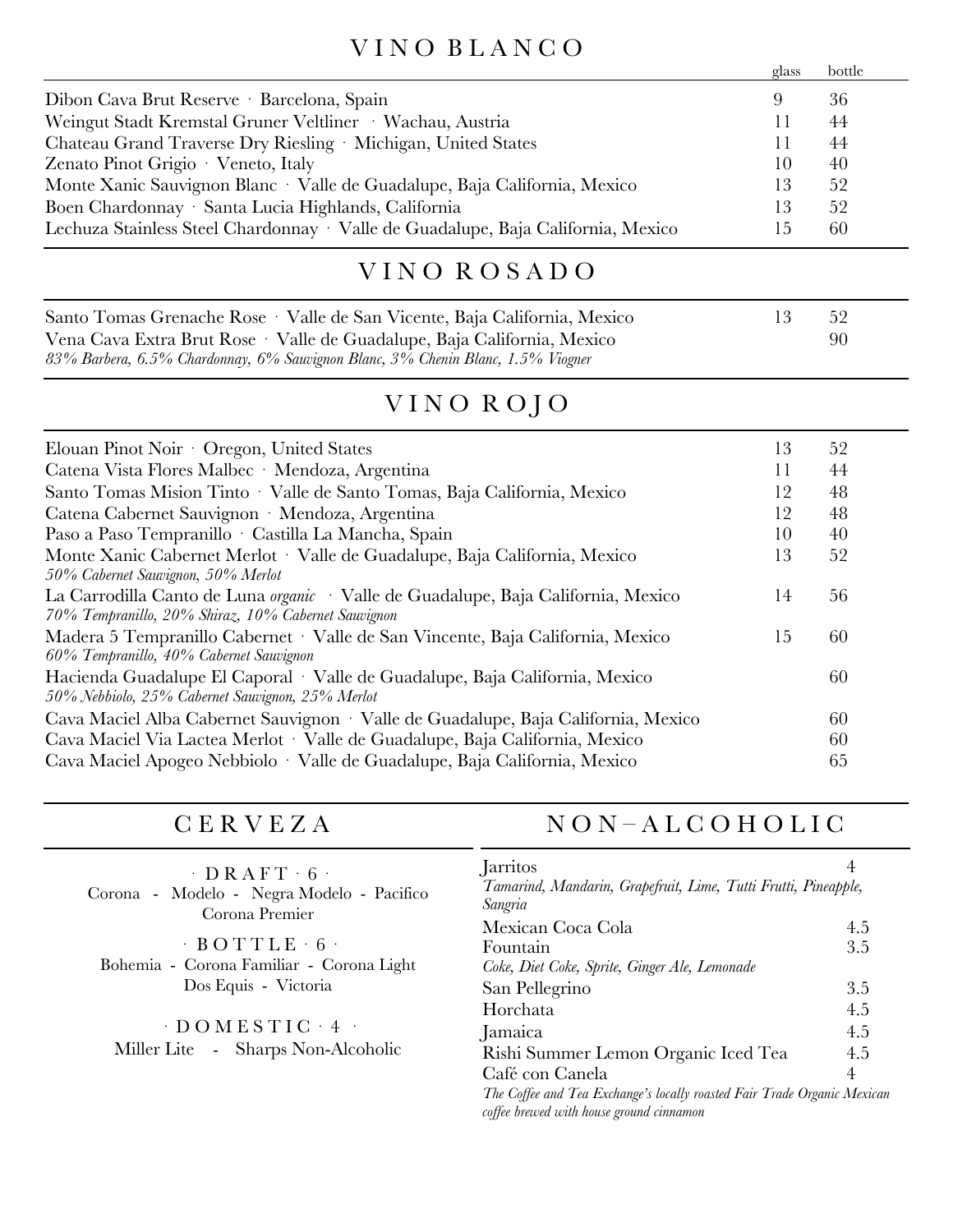# VINO BLANCO

| | glass | bottle |
|---|---|---|
| Dibon Cava Brut Reserve · Barcelona, Spain | 9 | 36 |
| Weingut Stadt Kremstal Gruner Veltliner · Wachau, Austria | 11 | 44 |
| Chateau Grand Traverse Dry Riesling · Michigan, United States | 11 | 44 |
| Zenato Pinot Grigio · Veneto, Italy | 10 | 40 |
| Monte Xanic Sauvignon Blanc · Valle de Guadalupe, Baja California, Mexico | 13 | 52 |
| Boen Chardonnay · Santa Lucia Highlands, California | 13 | 52 |
| Lechuza Stainless Steel Chardonnay · Valle de Guadalupe, Baja California, Mexico | 15 | 60 |

# VINO ROSADO

| | glass | bottle |
|---|---|---|
| Santo Tomas Grenache Rose · Valle de San Vicente, Baja California, Mexico | 13 | 52 |
| Vena Cava Extra Brut Rose · Valle de Guadalupe, Baja California, Mexico *83% Barbera, 6.5% Chardonnay, 6% Sauvignon Blanc, 3% Chenin Blanc, 1.5% Viogner* | | 90 |

# VINO ROJO

| | glass | bottle |
|---|---|---|
| Elouan Pinot Noir · Oregon, United States | 13 | 52 |
| Catena Vista Flores Malbec · Mendoza, Argentina | 11 | 44 |
| Santo Tomas Mision Tinto · Valle de Santo Tomas, Baja California, Mexico | 12 | 48 |
| Catena Cabernet Sauvignon · Mendoza, Argentina | 12 | 48 |
| Paso a Paso Tempranillo · Castilla La Mancha, Spain | 10 | 40 |
| Monte Xanic Cabernet Merlot · Valle de Guadalupe, Baja California, Mexico *50% Cabernet Sauvignon, 50% Merlot* | 13 | 52 |
| La Carrodilla Canto de Luna *organic* · Valle de Guadalupe, Baja California, Mexico *70% Tempranillo, 20% Shiraz, 10% Cabernet Sauvignon* | 14 | 56 |
| Madera 5 Tempranillo Cabernet · Valle de San Vincente, Baja California, Mexico *60% Tempranillo, 40% Cabernet Sauvignon* | 15 | 60 |
| Hacienda Guadalupe El Caporal · Valle de Guadalupe, Baja California, Mexico *50% Nebbiolo, 25% Cabernet Sauvignon, 25% Merlot* | | 60 |
| Cava Maciel Alba Cabernet Sauvignon · Valle de Guadalupe, Baja California, Mexico | | 60 |
| Cava Maciel Via Lactea Merlot · Valle de Guadalupe, Baja California, Mexico | | 60 |
| Cava Maciel Apogeo Nebbiolo · Valle de Guadalupe, Baja California, Mexico | | 65 |

# CERVEZA

**· DRAFT · 6 ·**

Corona - Modelo - Negra Modelo - Pacifico
Corona Premier

**· BOTTLE · 6 ·**

Bohemia - Corona Familiar - Corona Light
Dos Equis - Victoria

**· DOMESTIC · 4 ·**

Miller Lite - Sharps Non-Alcoholic

# NON-ALCOHOLIC

| | |
|---|---|
| Jarritos *Tamarind, Mandarin, Grapefruit, Lime, Tutti Frutti, Pineapple, Sangria* | 4 |
| Mexican Coca Cola | 4.5 |
| Fountain *Coke, Diet Coke, Sprite, Ginger Ale, Lemonade* | 3.5 |
| San Pellegrino | 3.5 |
| Horchata | 4.5 |
| Jamaica | 4.5 |
| Rishi Summer Lemon Organic Iced Tea | 4.5 |
| Café con Canela *The Coffee and Tea Exchange's locally roasted Fair Trade Organic Mexican coffee brewed with house ground cinnamon* | 4 |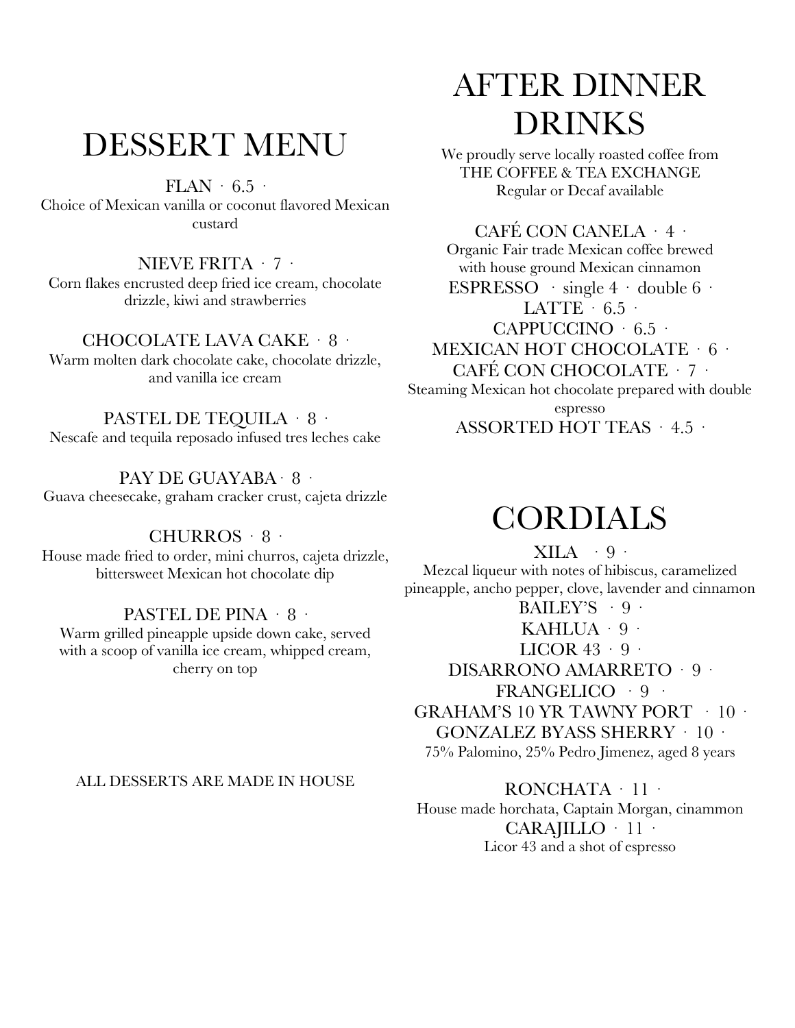# DESSERT MENU

FLAN · 6.5 ·
Choice of Mexican vanilla or coconut flavored Mexican custard

NIEVE FRITA · 7 ·
Corn flakes encrusted deep fried ice cream, chocolate drizzle, kiwi and strawberries

CHOCOLATE LAVA CAKE · 8 ·
Warm molten dark chocolate cake, chocolate drizzle, and vanilla ice cream

PASTEL DE TEQUILA · 8 ·
Nescafe and tequila reposado infused tres leches cake

PAY DE GUAYABA · 8 ·
Guava cheesecake, graham cracker crust, cajeta drizzle

CHURROS · 8 ·
House made fried to order, mini churros, cajeta drizzle, bittersweet Mexican hot chocolate dip

PASTEL DE PINA · 8 ·
Warm grilled pineapple upside down cake, served with a scoop of vanilla ice cream, whipped cream, cherry on top

ALL DESSERTS ARE MADE IN HOUSE

# AFTER DINNER DRINKS

We proudly serve locally roasted coffee from
THE COFFEE & TEA EXCHANGE
Regular or Decaf available

CAFÉ CON CANELA · 4 ·
Organic Fair trade Mexican coffee brewed with house ground Mexican cinnamon

ESPRESSO · single 4 · double 6 ·

LATTE · 6.5 ·

CAPPUCCINO · 6.5 ·

MEXICAN HOT CHOCOLATE · 6 ·

CAFÉ CON CHOCOLATE · 7 ·
Steaming Mexican hot chocolate prepared with double espresso

ASSORTED HOT TEAS · 4.5 ·

# CORDIALS

XILA · 9 ·
Mezcal liqueur with notes of hibiscus, caramelized pineapple, ancho pepper, clove, lavender and cinnamon

BAILEY'S · 9 ·

KAHLUA · 9 ·

LICOR 43 · 9 ·

DISARRONO AMARRETO · 9 ·

FRANGELICO · 9 ·

GRAHAM'S 10 YR TAWNY PORT · 10 ·

GONZALEZ BYASS SHERRY · 10 ·
75% Palomino, 25% Pedro Jimenez, aged 8 years

RONCHATA · 11 ·
House made horchata, Captain Morgan, cinammon

CARAJILLO · 11 ·
Licor 43 and a shot of espresso